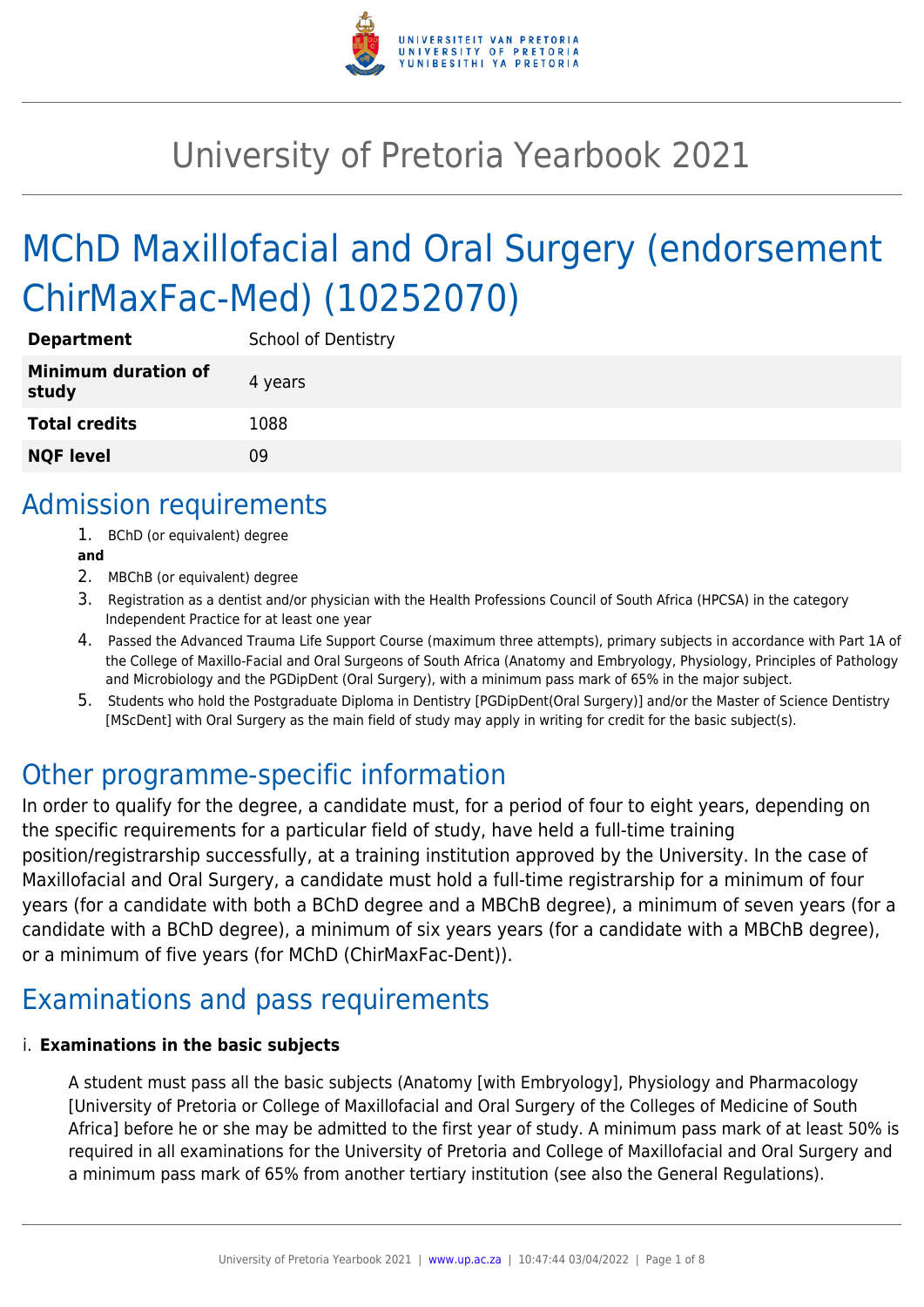# University of Pretoria Yearbook 2021

# MChD Maxillofacial and Oral Surgery (endorsement ChirMaxFac-Med) (10252070)

| | |
|---|---|
| **Department** | School of Dentistry |
| **Minimum duration of study** | 4 years |
| **Total credits** | 1088 |
| **NQF level** | 09 |

## Admission requirements

1. BChD (or equivalent) degree

**and**

2. MBChB (or equivalent) degree
3. Registration as a dentist and/or physician with the Health Professions Council of South Africa (HPCSA) in the category Independent Practice for at least one year
4. Passed the Advanced Trauma Life Support Course (maximum three attempts), primary subjects in accordance with Part 1A of the College of Maxillo-Facial and Oral Surgeons of South Africa (Anatomy and Embryology, Physiology, Principles of Pathology and Microbiology and the PGDipDent (Oral Surgery), with a minimum pass mark of 65% in the major subject.
5. Students who hold the Postgraduate Diploma in Dentistry [PGDipDent(Oral Surgery)] and/or the Master of Science Dentistry [MScDent] with Oral Surgery as the main field of study may apply in writing for credit for the basic subject(s).

## Other programme-specific information

In order to qualify for the degree, a candidate must, for a period of four to eight years, depending on the specific requirements for a particular field of study, have held a full-time training position/registrarship successfully, at a training institution approved by the University. In the case of Maxillofacial and Oral Surgery, a candidate must hold a full-time registrarship for a minimum of four years (for a candidate with both a BChD degree and a MBChB degree), a minimum of seven years (for a candidate with a BChD degree), a minimum of six years years (for a candidate with a MBChB degree), or a minimum of five years (for MChD (ChirMaxFac-Dent)).

## Examinations and pass requirements

i. **Examinations in the basic subjects**

A student must pass all the basic subjects (Anatomy [with Embryology], Physiology and Pharmacology [University of Pretoria or College of Maxillofacial and Oral Surgery of the Colleges of Medicine of South Africa] before he or she may be admitted to the first year of study. A minimum pass mark of at least 50% is required in all examinations for the University of Pretoria and College of Maxillofacial and Oral Surgery and a minimum pass mark of 65% from another tertiary institution (see also the General Regulations).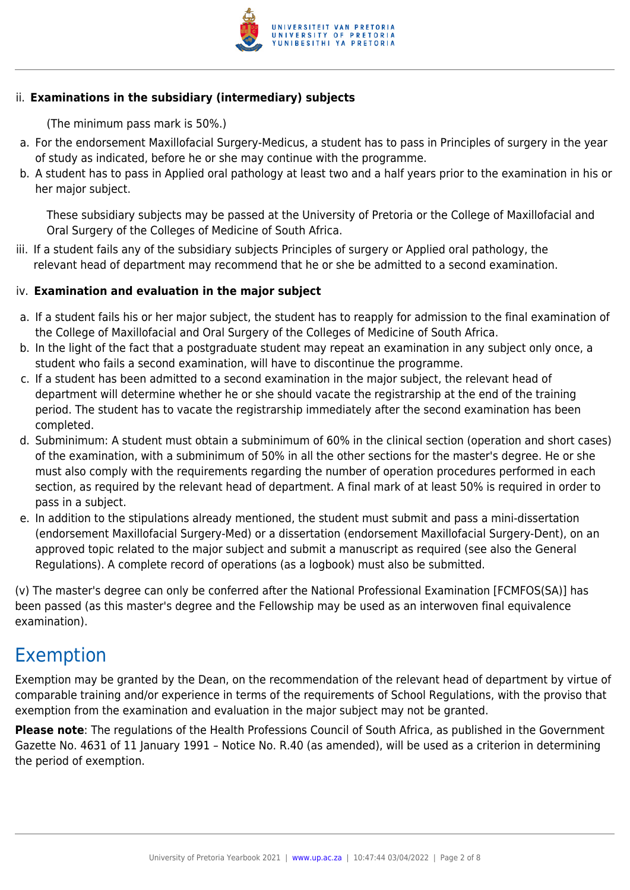ii. **Examinations in the subsidiary (intermediary) subjects**

(The minimum pass mark is 50%.)

a. For the endorsement Maxillofacial Surgery-Medicus, a student has to pass in Principles of surgery in the year of study as indicated, before he or she may continue with the programme.
b. A student has to pass in Applied oral pathology at least two and a half years prior to the examination in his or her major subject.

These subsidiary subjects may be passed at the University of Pretoria or the College of Maxillofacial and Oral Surgery of the Colleges of Medicine of South Africa.

iii. If a student fails any of the subsidiary subjects Principles of surgery or Applied oral pathology, the relevant head of department may recommend that he or she be admitted to a second examination.

iv. **Examination and evaluation in the major subject**

a. If a student fails his or her major subject, the student has to reapply for admission to the final examination of the College of Maxillofacial and Oral Surgery of the Colleges of Medicine of South Africa.
b. In the light of the fact that a postgraduate student may repeat an examination in any subject only once, a student who fails a second examination, will have to discontinue the programme.
c. If a student has been admitted to a second examination in the major subject, the relevant head of department will determine whether he or she should vacate the registrarship at the end of the training period. The student has to vacate the registrarship immediately after the second examination has been completed.
d. Subminimum: A student must obtain a subminimum of 60% in the clinical section (operation and short cases) of the examination, with a subminimum of 50% in all the other sections for the master's degree. He or she must also comply with the requirements regarding the number of operation procedures performed in each section, as required by the relevant head of department. A final mark of at least 50% is required in order to pass in a subject.
e. In addition to the stipulations already mentioned, the student must submit and pass a mini-dissertation (endorsement Maxillofacial Surgery-Med) or a dissertation (endorsement Maxillofacial Surgery-Dent), on an approved topic related to the major subject and submit a manuscript as required (see also the General Regulations). A complete record of operations (as a logbook) must also be submitted.

(v) The master's degree can only be conferred after the National Professional Examination [FCMFOS(SA)] has been passed (as this master's degree and the Fellowship may be used as an interwoven final equivalence examination).

# Exemption

Exemption may be granted by the Dean, on the recommendation of the relevant head of department by virtue of comparable training and/or experience in terms of the requirements of School Regulations, with the proviso that exemption from the examination and evaluation in the major subject may not be granted.

**Please note**: The regulations of the Health Professions Council of South Africa, as published in the Government Gazette No. 4631 of 11 January 1991 – Notice No. R.40 (as amended), will be used as a criterion in determining the period of exemption.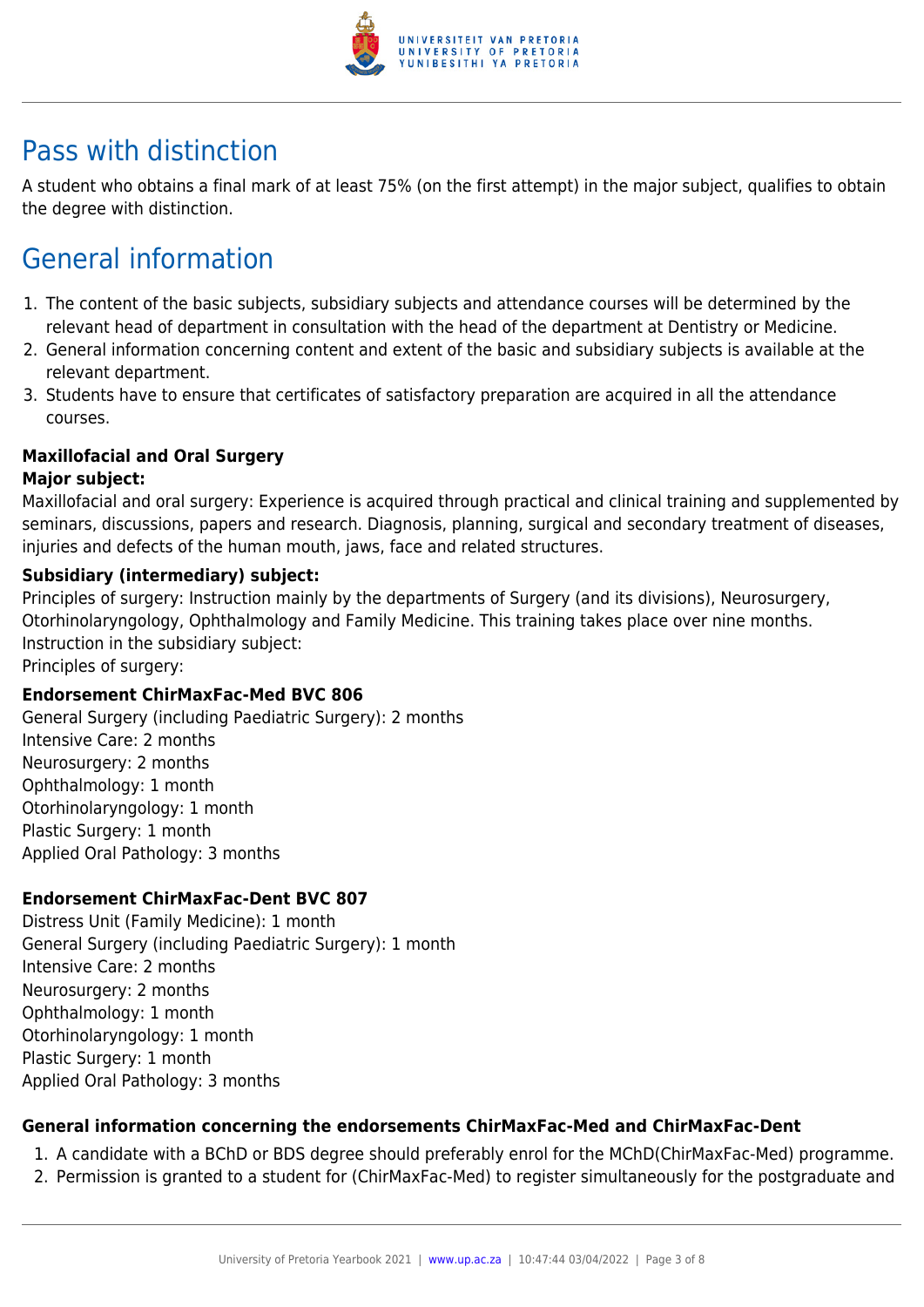## Pass with distinction

A student who obtains a final mark of at least 75% (on the first attempt) in the major subject, qualifies to obtain the degree with distinction.

## General information

1. The content of the basic subjects, subsidiary subjects and attendance courses will be determined by the relevant head of department in consultation with the head of the department at Dentistry or Medicine.
2. General information concerning content and extent of the basic and subsidiary subjects is available at the relevant department.
3. Students have to ensure that certificates of satisfactory preparation are acquired in all the attendance courses.

**Maxillofacial and Oral Surgery**

**Major subject:**

Maxillofacial and oral surgery: Experience is acquired through practical and clinical training and supplemented by seminars, discussions, papers and research. Diagnosis, planning, surgical and secondary treatment of diseases, injuries and defects of the human mouth, jaws, face and related structures.

**Subsidiary (intermediary) subject:**

Principles of surgery: Instruction mainly by the departments of Surgery (and its divisions), Neurosurgery, Otorhinolaryngology, Ophthalmology and Family Medicine. This training takes place over nine months.
Instruction in the subsidiary subject:
Principles of surgery:

**Endorsement ChirMaxFac-Med BVC 806**

General Surgery (including Paediatric Surgery): 2 months
Intensive Care: 2 months
Neurosurgery: 2 months
Ophthalmology: 1 month
Otorhinolaryngology: 1 month
Plastic Surgery: 1 month
Applied Oral Pathology: 3 months

**Endorsement ChirMaxFac-Dent BVC 807**

Distress Unit (Family Medicine): 1 month
General Surgery (including Paediatric Surgery): 1 month
Intensive Care: 2 months
Neurosurgery: 2 months
Ophthalmology: 1 month
Otorhinolaryngology: 1 month
Plastic Surgery: 1 month
Applied Oral Pathology: 3 months

**General information concerning the endorsements ChirMaxFac-Med and ChirMaxFac-Dent**

1. A candidate with a BChD or BDS degree should preferably enrol for the MChD(ChirMaxFac-Med) programme.
2. Permission is granted to a student for (ChirMaxFac-Med) to register simultaneously for the postgraduate and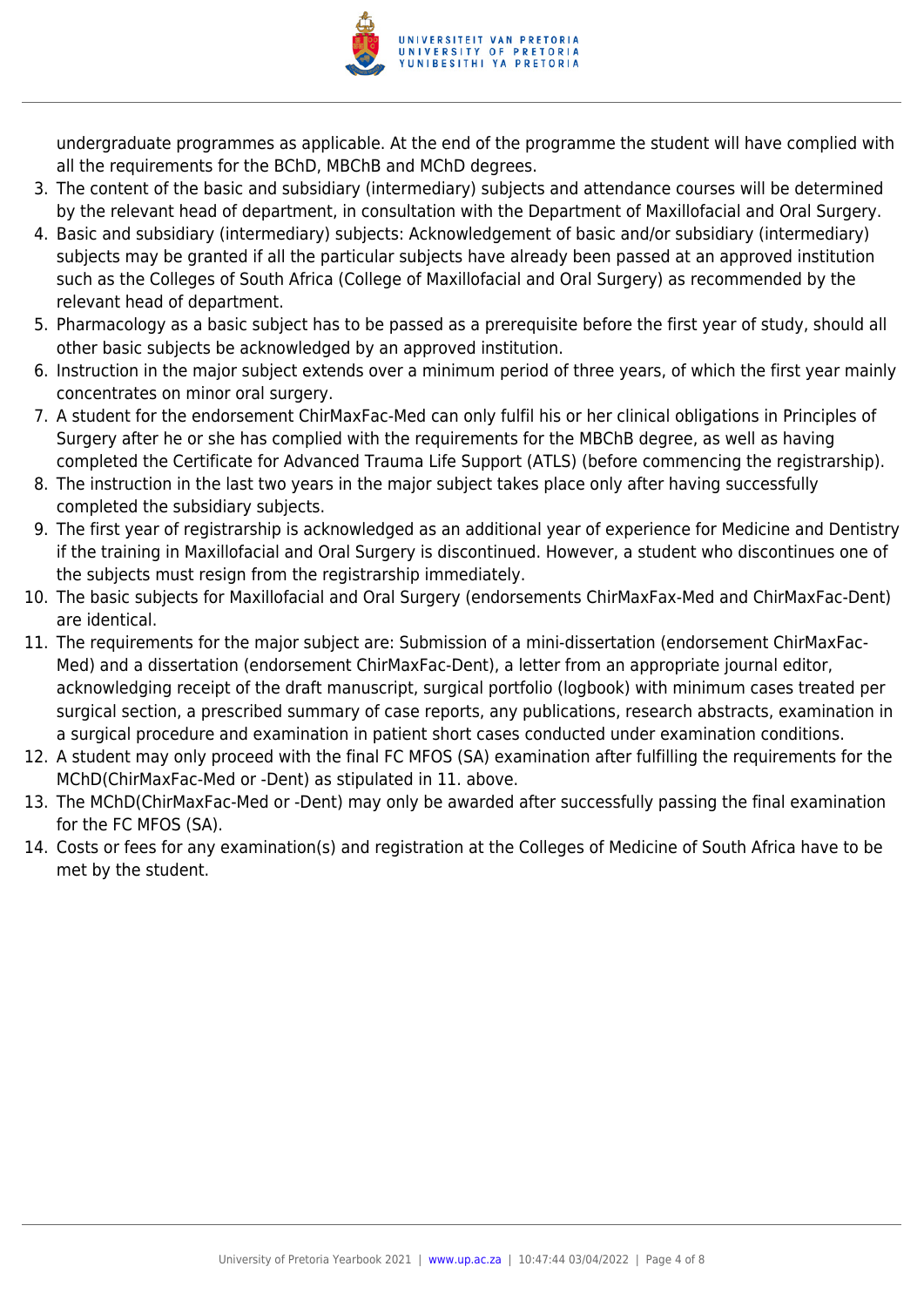undergraduate programmes as applicable. At the end of the programme the student will have complied with all the requirements for the BChD, MBChB and MChD degrees.

3. The content of the basic and subsidiary (intermediary) subjects and attendance courses will be determined by the relevant head of department, in consultation with the Department of Maxillofacial and Oral Surgery.
4. Basic and subsidiary (intermediary) subjects: Acknowledgement of basic and/or subsidiary (intermediary) subjects may be granted if all the particular subjects have already been passed at an approved institution such as the Colleges of South Africa (College of Maxillofacial and Oral Surgery) as recommended by the relevant head of department.
5. Pharmacology as a basic subject has to be passed as a prerequisite before the first year of study, should all other basic subjects be acknowledged by an approved institution.
6. Instruction in the major subject extends over a minimum period of three years, of which the first year mainly concentrates on minor oral surgery.
7. A student for the endorsement ChirMaxFac-Med can only fulfil his or her clinical obligations in Principles of Surgery after he or she has complied with the requirements for the MBChB degree, as well as having completed the Certificate for Advanced Trauma Life Support (ATLS) (before commencing the registrarship).
8. The instruction in the last two years in the major subject takes place only after having successfully completed the subsidiary subjects.
9. The first year of registrarship is acknowledged as an additional year of experience for Medicine and Dentistry if the training in Maxillofacial and Oral Surgery is discontinued. However, a student who discontinues one of the subjects must resign from the registrarship immediately.
10. The basic subjects for Maxillofacial and Oral Surgery (endorsements ChirMaxFax-Med and ChirMaxFac-Dent) are identical.
11. The requirements for the major subject are: Submission of a mini-dissertation (endorsement ChirMaxFac-Med) and a dissertation (endorsement ChirMaxFac-Dent), a letter from an appropriate journal editor, acknowledging receipt of the draft manuscript, surgical portfolio (logbook) with minimum cases treated per surgical section, a prescribed summary of case reports, any publications, research abstracts, examination in a surgical procedure and examination in patient short cases conducted under examination conditions.
12. A student may only proceed with the final FC MFOS (SA) examination after fulfilling the requirements for the MChD(ChirMaxFac-Med or -Dent) as stipulated in 11. above.
13. The MChD(ChirMaxFac-Med or -Dent) may only be awarded after successfully passing the final examination for the FC MFOS (SA).
14. Costs or fees for any examination(s) and registration at the Colleges of Medicine of South Africa have to be met by the student.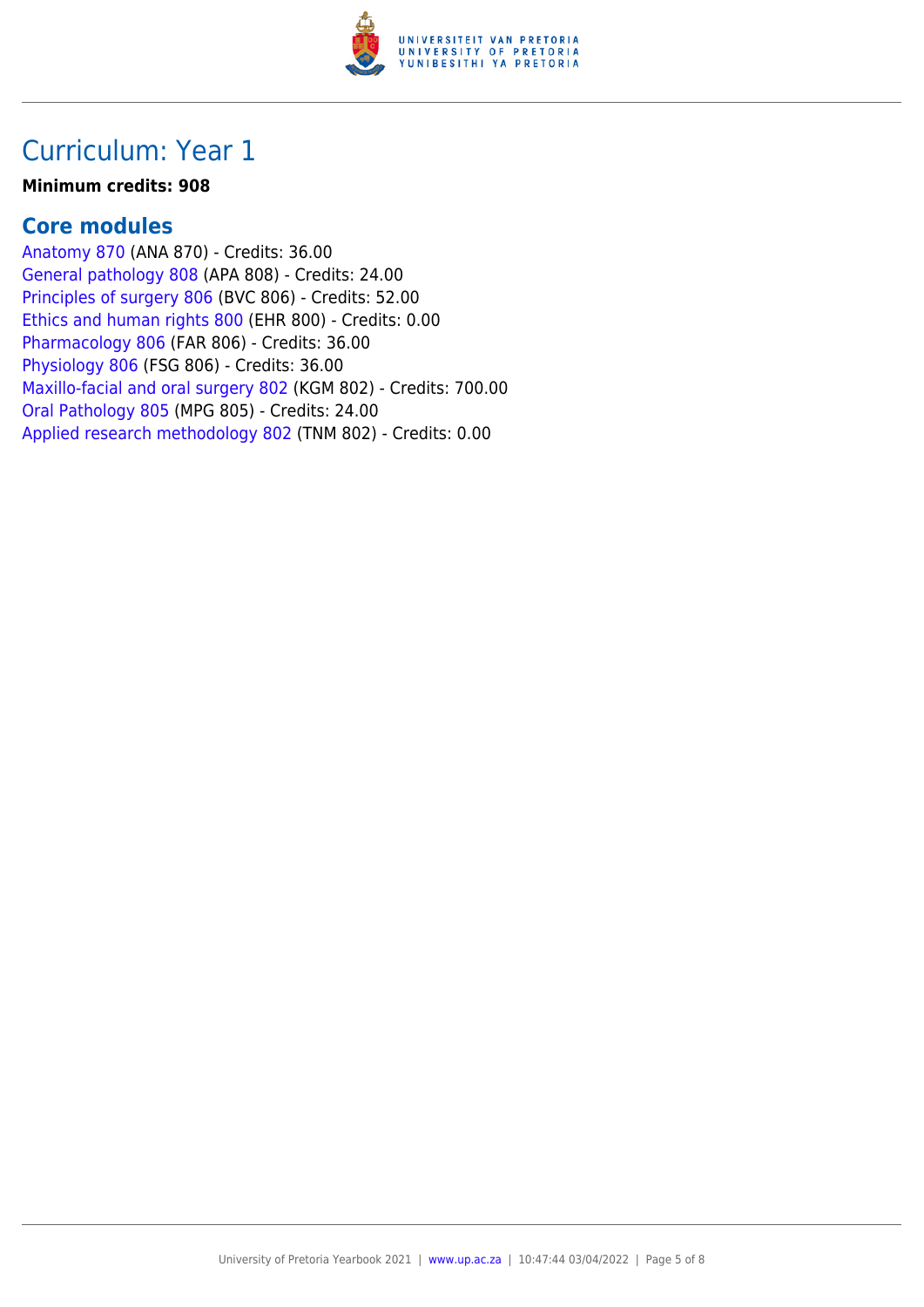# Curriculum: Year 1

**Minimum credits: 908**

## Core modules

Anatomy 870 (ANA 870) - Credits: 36.00
General pathology 808 (APA 808) - Credits: 24.00
Principles of surgery 806 (BVC 806) - Credits: 52.00
Ethics and human rights 800 (EHR 800) - Credits: 0.00
Pharmacology 806 (FAR 806) - Credits: 36.00
Physiology 806 (FSG 806) - Credits: 36.00
Maxillo-facial and oral surgery 802 (KGM 802) - Credits: 700.00
Oral Pathology 805 (MPG 805) - Credits: 24.00
Applied research methodology 802 (TNM 802) - Credits: 0.00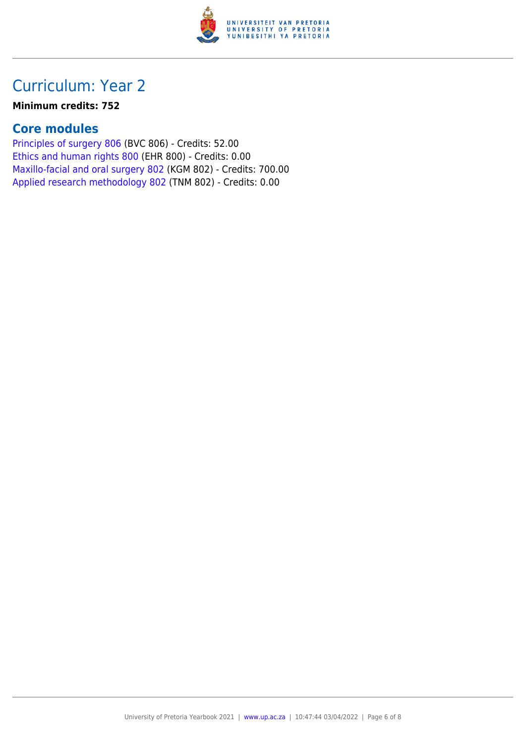# Curriculum: Year 2

**Minimum credits: 752**

## Core modules

Principles of surgery 806 (BVC 806) - Credits: 52.00
Ethics and human rights 800 (EHR 800) - Credits: 0.00
Maxillo-facial and oral surgery 802 (KGM 802) - Credits: 700.00
Applied research methodology 802 (TNM 802) - Credits: 0.00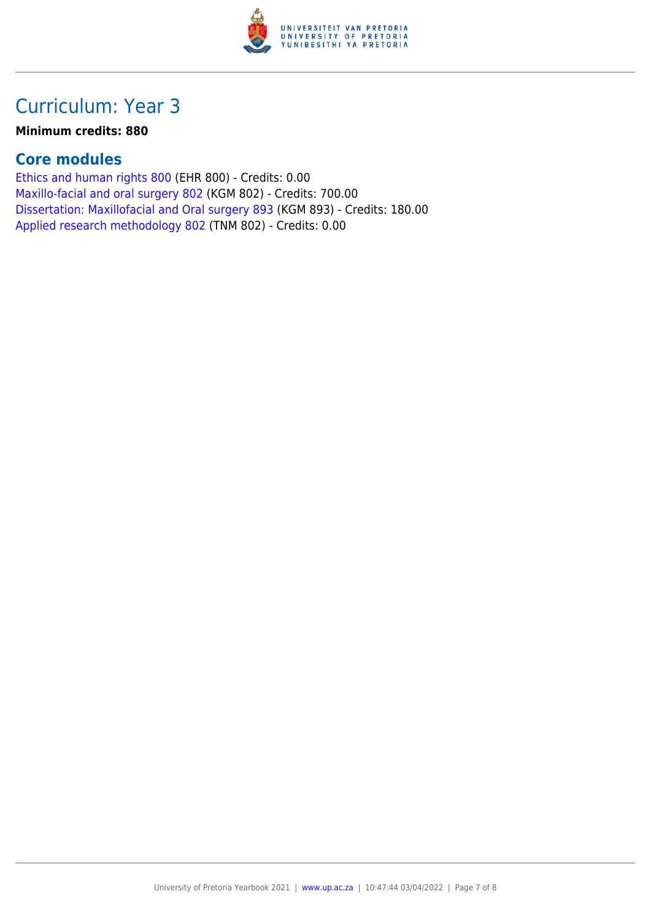# Curriculum: Year 3

**Minimum credits: 880**

## Core modules

Ethics and human rights 800 (EHR 800) - Credits: 0.00
Maxillo-facial and oral surgery 802 (KGM 802) - Credits: 700.00
Dissertation: Maxillofacial and Oral surgery 893 (KGM 893) - Credits: 180.00
Applied research methodology 802 (TNM 802) - Credits: 0.00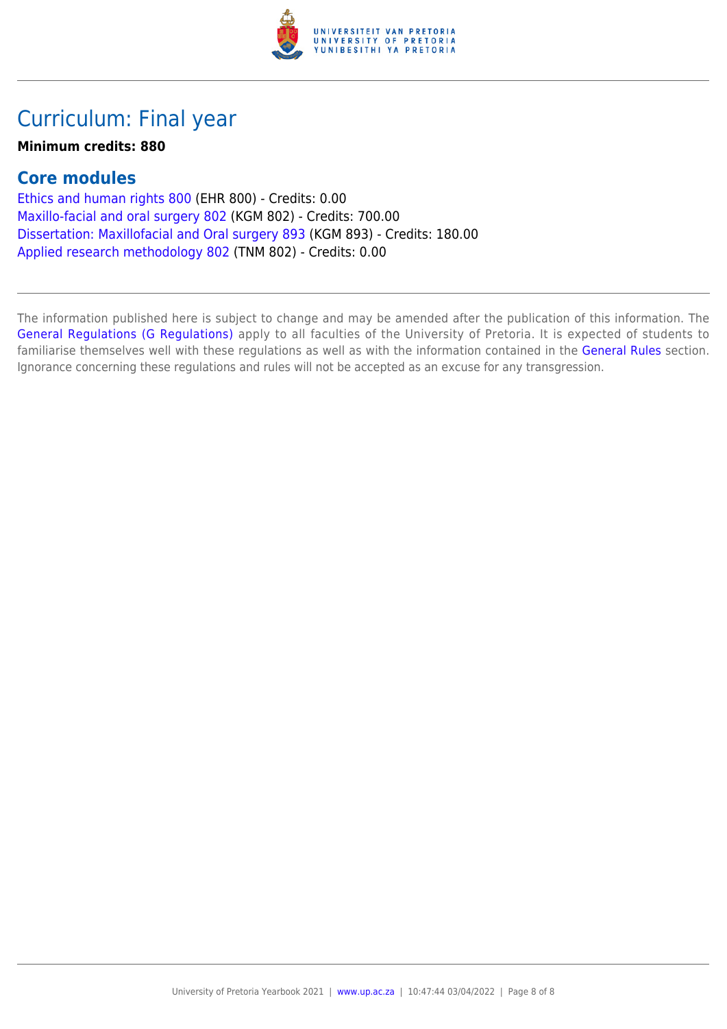## Curriculum: Final year

**Minimum credits: 880**

### Core modules

Ethics and human rights 800 (EHR 800) - Credits: 0.00
Maxillo-facial and oral surgery 802 (KGM 802) - Credits: 700.00
Dissertation: Maxillofacial and Oral surgery 893 (KGM 893) - Credits: 180.00
Applied research methodology 802 (TNM 802) - Credits: 0.00

The information published here is subject to change and may be amended after the publication of this information. The General Regulations (G Regulations) apply to all faculties of the University of Pretoria. It is expected of students to familiarise themselves well with these regulations as well as with the information contained in the General Rules section. Ignorance concerning these regulations and rules will not be accepted as an excuse for any transgression.